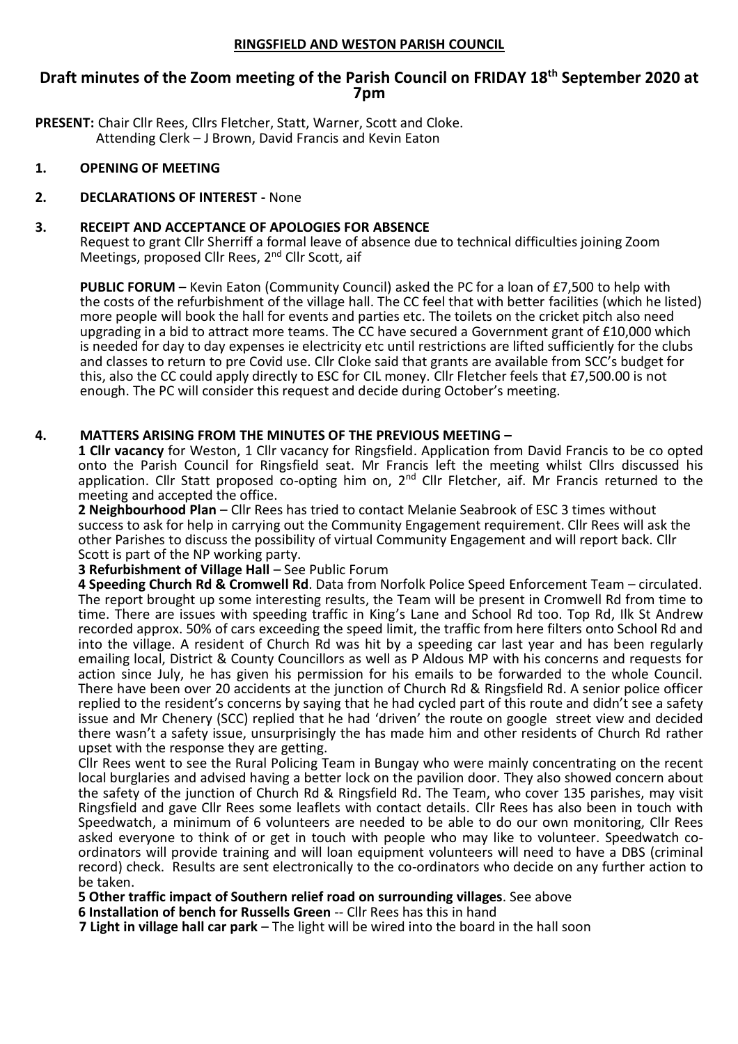**RINGSFIELD AND WESTON PARISH COUNCIL**

# Draft minutes of the Zoom meeting of the Parish Council on FRIDAY 18th September 2020 at 7pm

**PRESENT:** Chair Cllr Rees, Cllrs Fletcher, Statt, Warner, Scott and Cloke.
Attending Clerk – J Brown, David Francis and Kevin Eaton

**1. OPENING OF MEETING**

**2. DECLARATIONS OF INTEREST -** None

**3. RECEIPT AND ACCEPTANCE OF APOLOGIES FOR ABSENCE**

Request to grant Cllr Sherriff a formal leave of absence due to technical difficulties joining Zoom Meetings, proposed Cllr Rees, 2nd Cllr Scott, aif

**PUBLIC FORUM –** Kevin Eaton (Community Council) asked the PC for a loan of £7,500 to help with the costs of the refurbishment of the village hall. The CC feel that with better facilities (which he listed) more people will book the hall for events and parties etc. The toilets on the cricket pitch also need upgrading in a bid to attract more teams. The CC have secured a Government grant of £10,000 which is needed for day to day expenses ie electricity etc until restrictions are lifted sufficiently for the clubs and classes to return to pre Covid use. Cllr Cloke said that grants are available from SCC's budget for this, also the CC could apply directly to ESC for CIL money. Cllr Fletcher feels that £7,500.00 is not enough. The PC will consider this request and decide during October's meeting.

**4. MATTERS ARISING FROM THE MINUTES OF THE PREVIOUS MEETING –**

**1 Cllr vacancy** for Weston, 1 Cllr vacancy for Ringsfield. Application from David Francis to be co opted onto the Parish Council for Ringsfield seat. Mr Francis left the meeting whilst Cllrs discussed his application. Cllr Statt proposed co-opting him on, 2nd Cllr Fletcher, aif. Mr Francis returned to the meeting and accepted the office.

**2 Neighbourhood Plan** – Cllr Rees has tried to contact Melanie Seabrook of ESC 3 times without success to ask for help in carrying out the Community Engagement requirement. Cllr Rees will ask the other Parishes to discuss the possibility of virtual Community Engagement and will report back. Cllr Scott is part of the NP working party.

**3 Refurbishment of Village Hall** – See Public Forum

**4 Speeding Church Rd & Cromwell Rd**. Data from Norfolk Police Speed Enforcement Team – circulated. The report brought up some interesting results, the Team will be present in Cromwell Rd from time to time. There are issues with speeding traffic in King's Lane and School Rd too. Top Rd, Ilk St Andrew recorded approx. 50% of cars exceeding the speed limit, the traffic from here filters onto School Rd and into the village. A resident of Church Rd was hit by a speeding car last year and has been regularly emailing local, District & County Councillors as well as P Aldous MP with his concerns and requests for action since July, he has given his permission for his emails to be forwarded to the whole Council. There have been over 20 accidents at the junction of Church Rd & Ringsfield Rd. A senior police officer replied to the resident's concerns by saying that he had cycled part of this route and didn't see a safety issue and Mr Chenery (SCC) replied that he had 'driven' the route on google street view and decided there wasn't a safety issue, unsurprisingly the has made him and other residents of Church Rd rather upset with the response they are getting.

Cllr Rees went to see the Rural Policing Team in Bungay who were mainly concentrating on the recent local burglaries and advised having a better lock on the pavilion door. They also showed concern about the safety of the junction of Church Rd & Ringsfield Rd. The Team, who cover 135 parishes, may visit Ringsfield and gave Cllr Rees some leaflets with contact details. Cllr Rees has also been in touch with Speedwatch, a minimum of 6 volunteers are needed to be able to do our own monitoring, Cllr Rees asked everyone to think of or get in touch with people who may like to volunteer. Speedwatch co-ordinators will provide training and will loan equipment volunteers will need to have a DBS (criminal record) check. Results are sent electronically to the co-ordinators who decide on any further action to be taken.

**5 Other traffic impact of Southern relief road on surrounding villages**. See above

**6 Installation of bench for Russells Green** -- Cllr Rees has this in hand

**7 Light in village hall car park** – The light will be wired into the board in the hall soon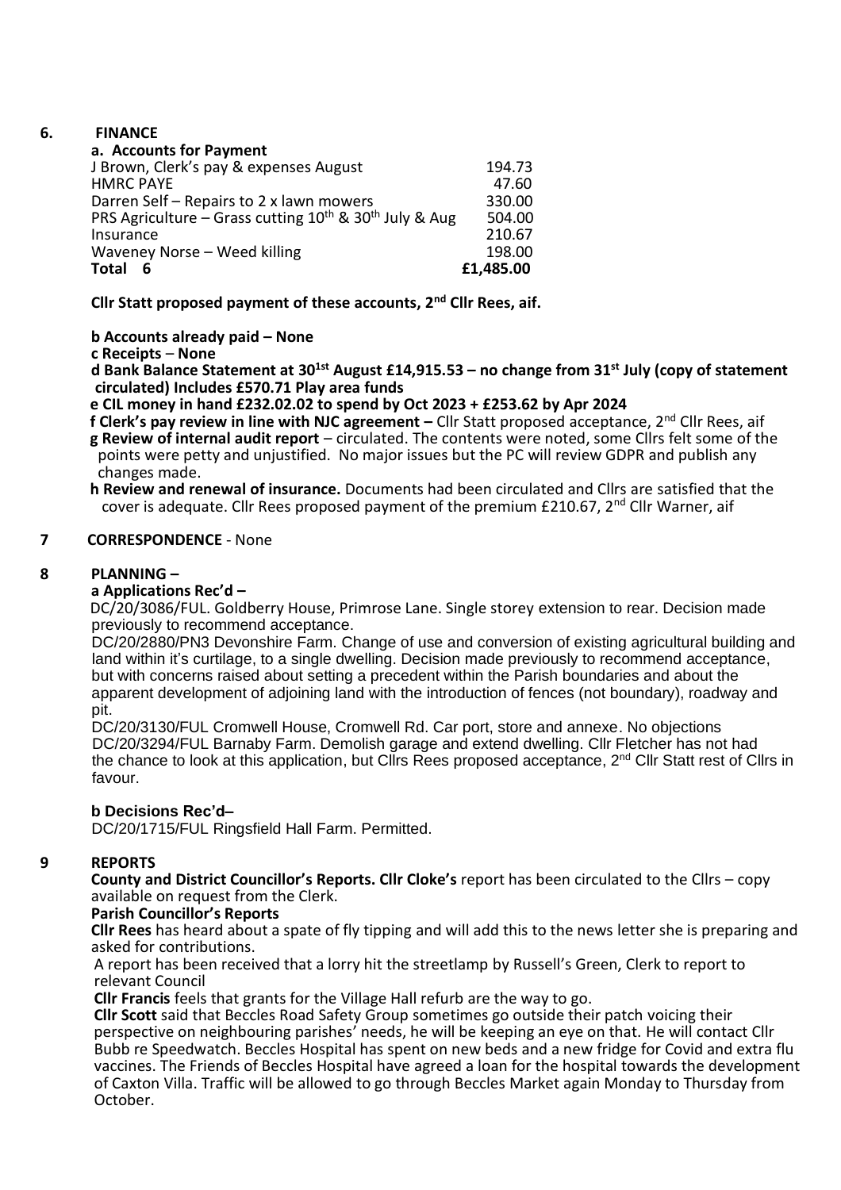## 6. FINANCE

**a. Accounts for Payment**

| | |
|---|---|
| J Brown, Clerk's pay & expenses August | 194.73 |
| HMRC PAYE | 47.60 |
| Darren Self – Repairs to 2 x lawn mowers | 330.00 |
| PRS Agriculture – Grass cutting 10th & 30th July & Aug | 504.00 |
| Insurance | 210.67 |
| Waveney Norse – Weed killing | 198.00 |
| **Total 6** | **£1,485.00** |

**Cllr Statt proposed payment of these accounts, 2nd Cllr Rees, aif.**

**b Accounts already paid – None**

**c Receipts – None**

**d Bank Balance Statement at 301st August £14,915.53 – no change from 31st July (copy of statement circulated) Includes £570.71 Play area funds**

**e CIL money in hand £232.02.02 to spend by Oct 2023 + £253.62 by Apr 2024**

**f Clerk's pay review in line with NJC agreement –** Cllr Statt proposed acceptance, 2nd Cllr Rees, aif

**g Review of internal audit report** – circulated. The contents were noted, some Cllrs felt some of the points were petty and unjustified. No major issues but the PC will review GDPR and publish any changes made.

**h Review and renewal of insurance.** Documents had been circulated and Cllrs are satisfied that the cover is adequate. Cllr Rees proposed payment of the premium £210.67, 2nd Cllr Warner, aif

## 7 CORRESPONDENCE - None

## 8 PLANNING –

**a Applications Rec'd –**

DC/20/3086/FUL. Goldberry House, Primrose Lane. Single storey extension to rear. Decision made previously to recommend acceptance.

DC/20/2880/PN3 Devonshire Farm. Change of use and conversion of existing agricultural building and land within it's curtilage, to a single dwelling. Decision made previously to recommend acceptance, but with concerns raised about setting a precedent within the Parish boundaries and about the apparent development of adjoining land with the introduction of fences (not boundary), roadway and pit.

DC/20/3130/FUL Cromwell House, Cromwell Rd. Car port, store and annexe. No objections

DC/20/3294/FUL Barnaby Farm. Demolish garage and extend dwelling. Cllr Fletcher has not had the chance to look at this application, but Cllrs Rees proposed acceptance, 2nd Cllr Statt rest of Cllrs in favour.

**b Decisions Rec'd–**

DC/20/1715/FUL Ringsfield Hall Farm. Permitted.

## 9 REPORTS

**County and District Councillor's Reports. Cllr Cloke's** report has been circulated to the Cllrs – copy available on request from the Clerk.

**Parish Councillor's Reports**

**Cllr Rees** has heard about a spate of fly tipping and will add this to the news letter she is preparing and asked for contributions.

A report has been received that a lorry hit the streetlamp by Russell's Green, Clerk to report to relevant Council

**Cllr Francis** feels that grants for the Village Hall refurb are the way to go.

**Cllr Scott** said that Beccles Road Safety Group sometimes go outside their patch voicing their perspective on neighbouring parishes' needs, he will be keeping an eye on that. He will contact Cllr Bubb re Speedwatch. Beccles Hospital has spent on new beds and a new fridge for Covid and extra flu vaccines. The Friends of Beccles Hospital have agreed a loan for the hospital towards the development of Caxton Villa. Traffic will be allowed to go through Beccles Market again Monday to Thursday from October.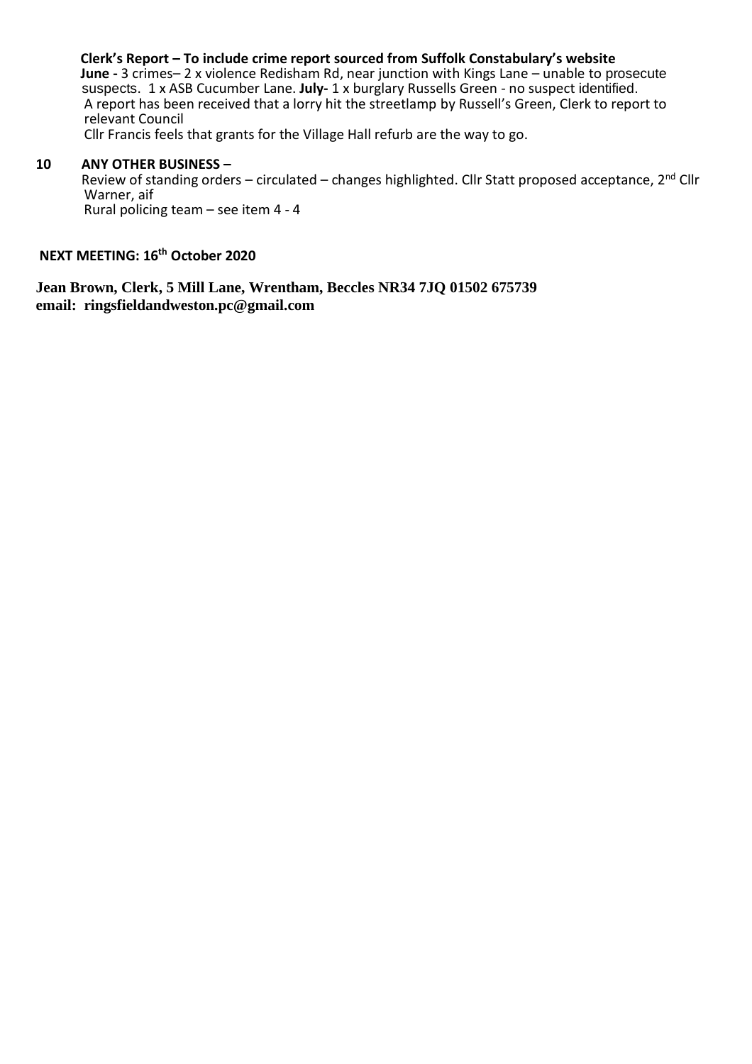**Clerk's Report – To include crime report sourced from Suffolk Constabulary's website**

**June -** 3 crimes– 2 x violence Redisham Rd, near junction with Kings Lane – unable to prosecute suspects. 1 x ASB Cucumber Lane. **July-** 1 x burglary Russells Green - no suspect identified.

A report has been received that a lorry hit the streetlamp by Russell's Green, Clerk to report to relevant Council

Cllr Francis feels that grants for the Village Hall refurb are the way to go.

## 10 ANY OTHER BUSINESS –

Review of standing orders – circulated – changes highlighted. Cllr Statt proposed acceptance, 2nd Cllr Warner, aif

Rural policing team – see item 4 - 4

**NEXT MEETING: 16th October 2020**

**Jean Brown, Clerk, 5 Mill Lane, Wrentham, Beccles NR34 7JQ 01502 675739**
**email: ringsfieldandweston.pc@gmail.com**